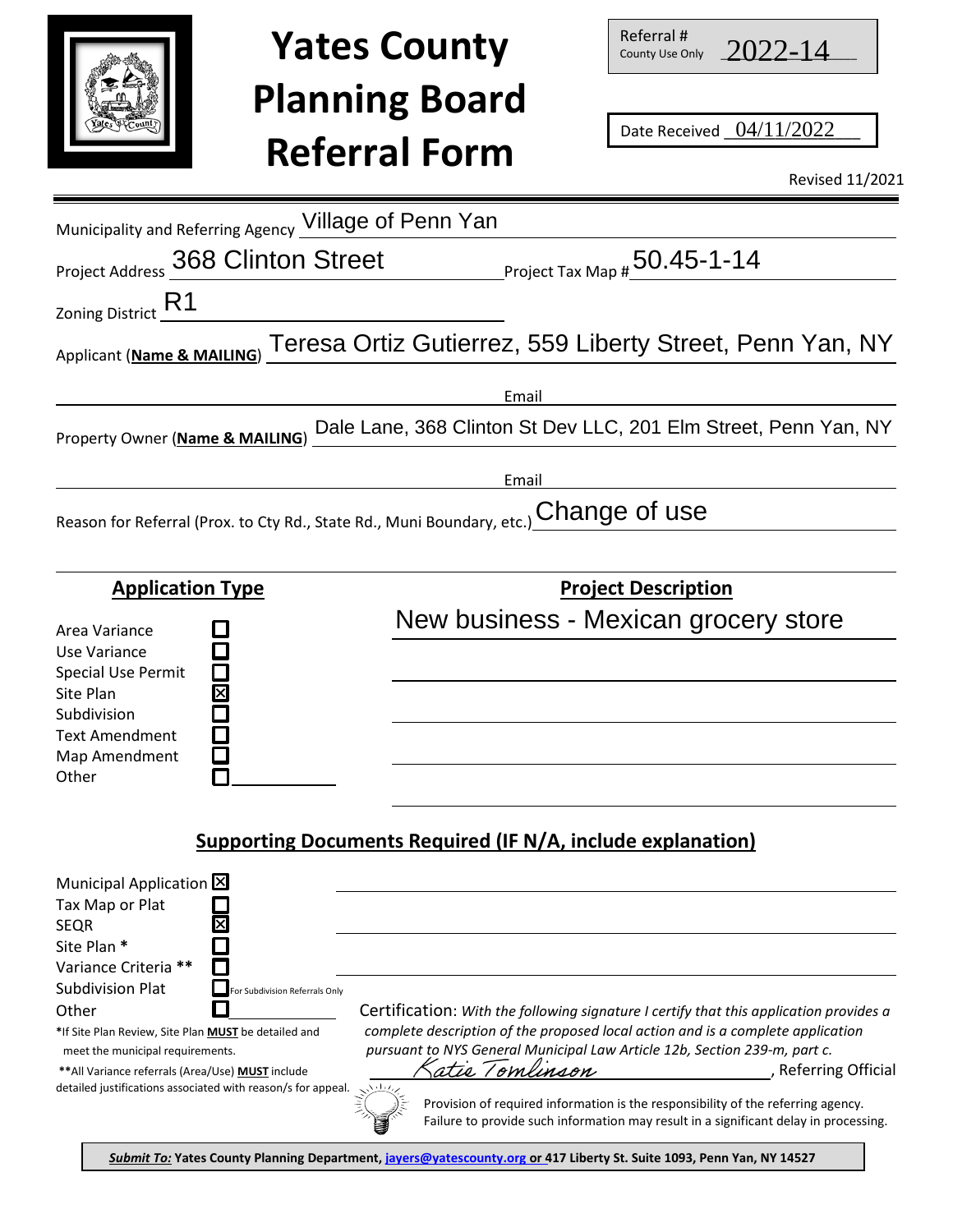# Yates County Planning Board Referral Form

Referral # (County Use Only): 2022-14

Date Received: 04/11/2022

Revised 11/2021

Municipality and Referring Agency: Village of Penn Yan

Project Address: 368 Clinton Street

Project Tax Map #: 50.45-1-14

Zoning District: R1

Applicant (**Name & MAILING**): Teresa Ortiz Gutierrez, 559 Liberty Street, Penn Yan, NY

Email:

Property Owner (**Name & MAILING**): Dale Lane, 368 Clinton St Dev LLC, 201 Elm Street, Penn Yan, NY

Email:

Reason for Referral (Prox. to Cty Rd., State Rd., Muni Boundary, etc.): Change of use

## Application Type

- ☐ Area Variance
- ☐ Use Variance
- ☐ Special Use Permit
- ☒ Site Plan
- ☐ Subdivision
- ☐ Text Amendment
- ☐ Map Amendment
- ☐ Other

## Project Description

New business - Mexican grocery store

## Supporting Documents Required (IF N/A, include explanation)

- ☒ Municipal Application
- ☐ Tax Map or Plat
- ☒ SEQR
- ☐ Site Plan *
- ☐ Variance Criteria **
- ☐ Subdivision Plat (For Subdivision Referrals Only)
- ☐ Other

*If Site Plan Review, Site Plan **MUST** be detailed and meet the municipal requirements.

**All Variance referrals (Area/Use) **MUST** include detailed justifications associated with reason/s for appeal.

Certification: *With the following signature I certify that this application provides a complete description of the proposed local action and is a complete application pursuant to NYS General Municipal Law Article 12b, Section 239-m, part c.*

*Katie Tomlinson*, Referring Official

Provision of required information is the responsibility of the referring agency. Failure to provide such information may result in a significant delay in processing.

***Submit To:*** **Yates County Planning Department, jayers@yatescounty.org or 417 Liberty St. Suite 1093, Penn Yan, NY 14527**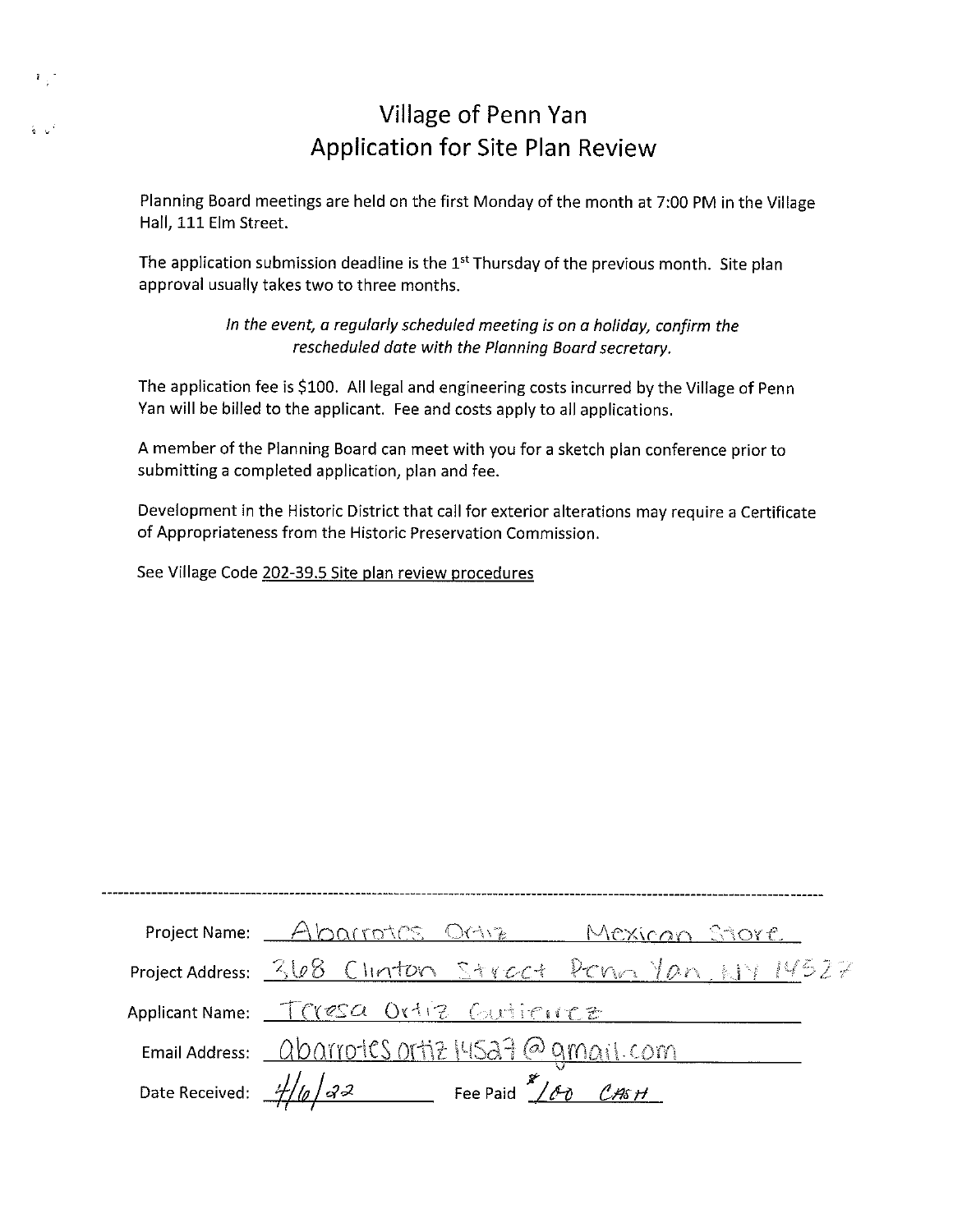# Village of Penn Yan
# Application for Site Plan Review

Planning Board meetings are held on the first Monday of the month at 7:00 PM in the Village Hall, 111 Elm Street.

The application submission deadline is the 1st Thursday of the previous month. Site plan approval usually takes two to three months.

*In the event, a regularly scheduled meeting is on a holiday, confirm the rescheduled date with the Planning Board secretary.*

The application fee is $100. All legal and engineering costs incurred by the Village of Penn Yan will be billed to the applicant. Fee and costs apply to all applications.

A member of the Planning Board can meet with you for a sketch plan conference prior to submitting a completed application, plan and fee.

Development in the Historic District that call for exterior alterations may require a Certificate of Appropriateness from the Historic Preservation Commission.

See Village Code 202-39.5 Site plan review procedures

---

Project Name: Abarrotes Ortiz Mexican Store

Project Address: 368 Clinton Street Penn Yan, NY 14527

Applicant Name: Teresa Ortiz Gutierrez

Email Address: abarrotes ortiz 14527@gmail.com

Date Received: 4/6/22 Fee Paid $100 CASH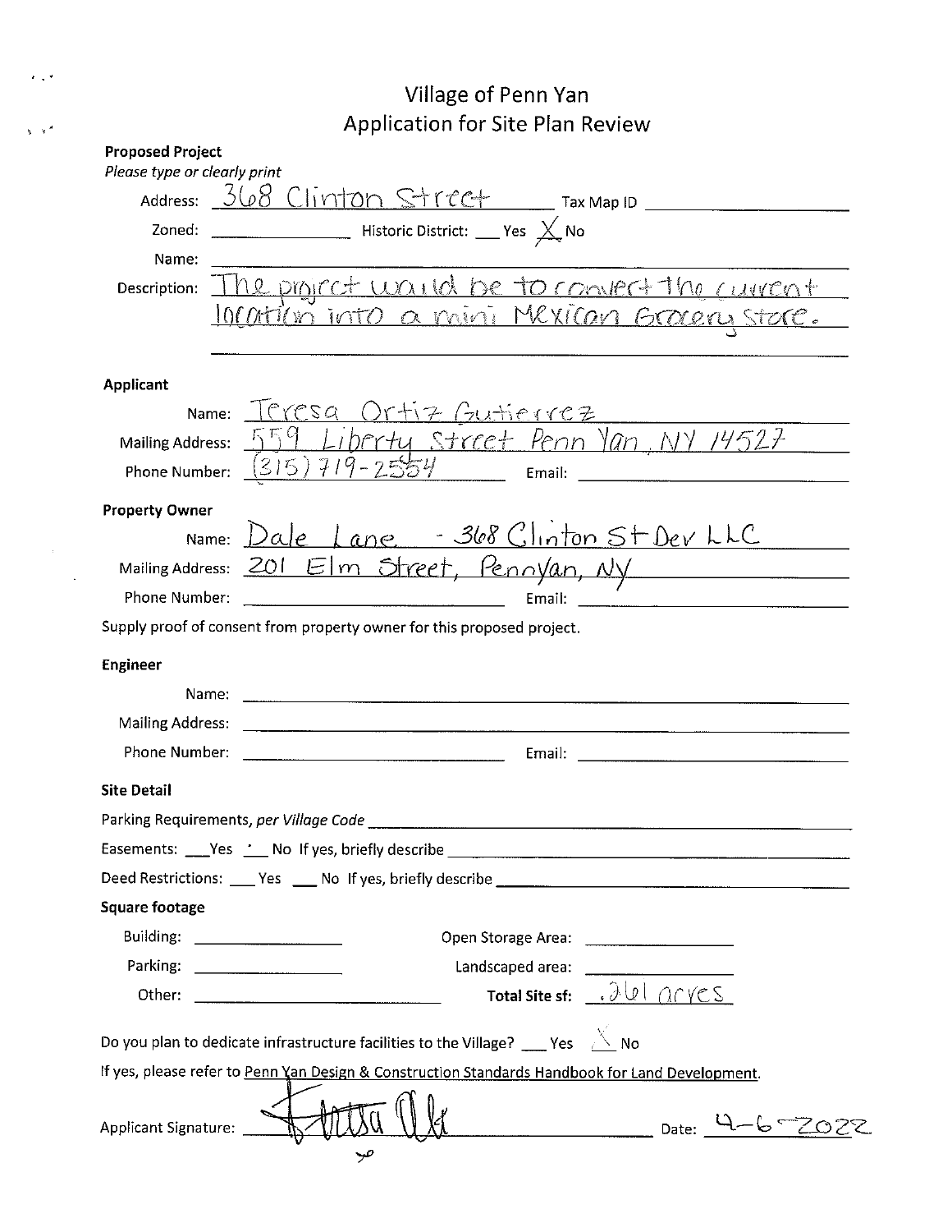# Village of Penn Yan
## Application for Site Plan Review

**Proposed Project**
*Please type or clearly print*

Address: 368 Clinton Street Tax Map ID ____________

Zoned: ____________ Historic District: ___ Yes X No

Name: ____________

Description: The project would be to convert the current location into a mini Mexican Grocery Store.

**Applicant**

Name: Teresa Ortiz Gutierrez

Mailing Address: 559 Liberty Street Penn Yan, NY 14527

Phone Number: (315) 719-2554 Email: ____________

**Property Owner**

Name: Dale Lane - 368 Clinton St Dev LLC

Mailing Address: 201 Elm Street, Pennyan, NY

Phone Number: ____________ Email: ____________

Supply proof of consent from property owner for this proposed project.

**Engineer**

Name: ____________

Mailing Address: ____________

Phone Number: ____________ Email: ____________

**Site Detail**

Parking Requirements, *per Village Code* ____________

Easements: ___ Yes ✓ No If yes, briefly describe ____________

Deed Restrictions: ___ Yes ___ No If yes, briefly describe ____________

**Square footage**

Building: ____________ Open Storage Area: ____________

Parking: ____________ Landscaped area: ____________

Other: ____________ **Total Site sf:** .261 acres

Do you plan to dedicate infrastructure facilities to the Village? ___ Yes X No

If yes, please refer to Penn Yan Design & Construction Standards Handbook for Land Development.

Applicant Signature: [signature] Date: 4-6-2022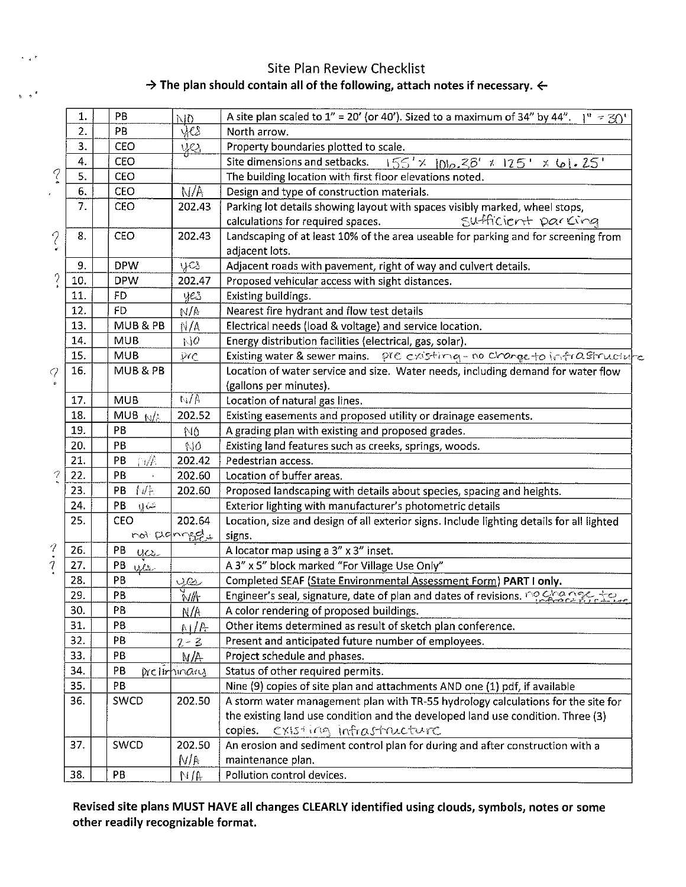# Site Plan Review Checklist

**→ The plan should contain all of the following, attach notes if necessary. ←**

| | # | | Dept. | Response | Item |
|---|---|---|---|---|---|
| | 1. | | PB | NO | A site plan scaled to 1" = 20' (or 40'). Sized to a maximum of 34" by 44". 1" = 30' |
| | 2. | | PB | yes | North arrow. |
| | 3. | | CEO | yes | Property boundaries plotted to scale. |
| | 4. | | CEO | | Site dimensions and setbacks. 155' x 106.38' x 125' x 61.25' |
| ? | 5. | | CEO | | The building location with first floor elevations noted. |
| | 6. | | CEO | N/A | Design and type of construction materials. |
| | 7. | | CEO | 202.43 | Parking lot details showing layout with spaces visibly marked, wheel stops, calculations for required spaces. sufficient parking |
| ? | 8. | | CEO | 202.43 | Landscaping of at least 10% of the area useable for parking and for screening from adjacent lots. |
| | 9. | | DPW | yes | Adjacent roads with pavement, right of way and culvert details. |
| ? | 10. | | DPW | 202.47 | Proposed vehicular access with sight distances. |
| | 11. | | FD | yes | Existing buildings. |
| | 12. | | FD | N/A | Nearest fire hydrant and flow test details |
| | 13. | | MUB & PB | N/A | Electrical needs (load & voltage) and service location. |
| | 14. | | MUB | NO | Energy distribution facilities (electrical, gas, solar). |
| | 15. | | MUB | pre | Existing water & sewer mains. pre existing - no change to infrastructure |
| ? | 16. | | MUB & PB | | Location of water service and size. Water needs, including demand for water flow (gallons per minutes). |
| | 17. | | MUB | N/A | Location of natural gas lines. |
| | 18. | | MUB N/A | 202.52 | Existing easements and proposed utility or drainage easements. |
| | 19. | | PB | NO | A grading plan with existing and proposed grades. |
| | 20. | | PB | NO | Existing land features such as creeks, springs, woods. |
| | 21. | | PB N/A | 202.42 | Pedestrian access. |
| ? | 22. | | PB | 202.60 | Location of buffer areas. |
| | 23. | | PB N/A | 202.60 | Proposed landscaping with details about species, spacing and heights. |
| | 24. | | PB yes | | Exterior lighting with manufacturer's photometric details |
| | 25. | | CEO not planned yet | 202.64 | Location, size and design of all exterior signs. Include lighting details for all lighted signs. |
| ? | 26. | | PB yes | | A locator map using a 3" x 3" inset. |
| ? | 27. | | PB yes | | A 3" x 5" block marked "For Village Use Only" |
| | 28. | | PB | yes | Completed SEAF (State Environmental Assessment Form) **PART I only.** |
| | 29. | | PB | N/A | Engineer's seal, signature, date of plan and dates of revisions. no change to infrastructure |
| | 30. | | PB | N/A | A color rendering of proposed buildings. |
| | 31. | | PB | N/A | Other items determined as result of sketch plan conference. |
| | 32. | | PB | 2-3 | Present and anticipated future number of employees. |
| | 33. | | PB | N/A | Project schedule and phases. |
| | 34. | | PB preliminary | | Status of other required permits. |
| | 35. | | PB | | Nine (9) copies of site plan and attachments AND one (1) pdf, if available |
| | 36. | | SWCD | 202.50 | A storm water management plan with TR-55 hydrology calculations for the site for the existing land use condition and the developed land use condition. Three (3) copies. existing infrastructure |
| | 37. | | SWCD | 202.50 N/A | An erosion and sediment control plan for during and after construction with a maintenance plan. |
| | 38. | | PB | N/A | Pollution control devices. |

**Revised site plans MUST HAVE all changes CLEARLY identified using clouds, symbols, notes or some other readily recognizable format.**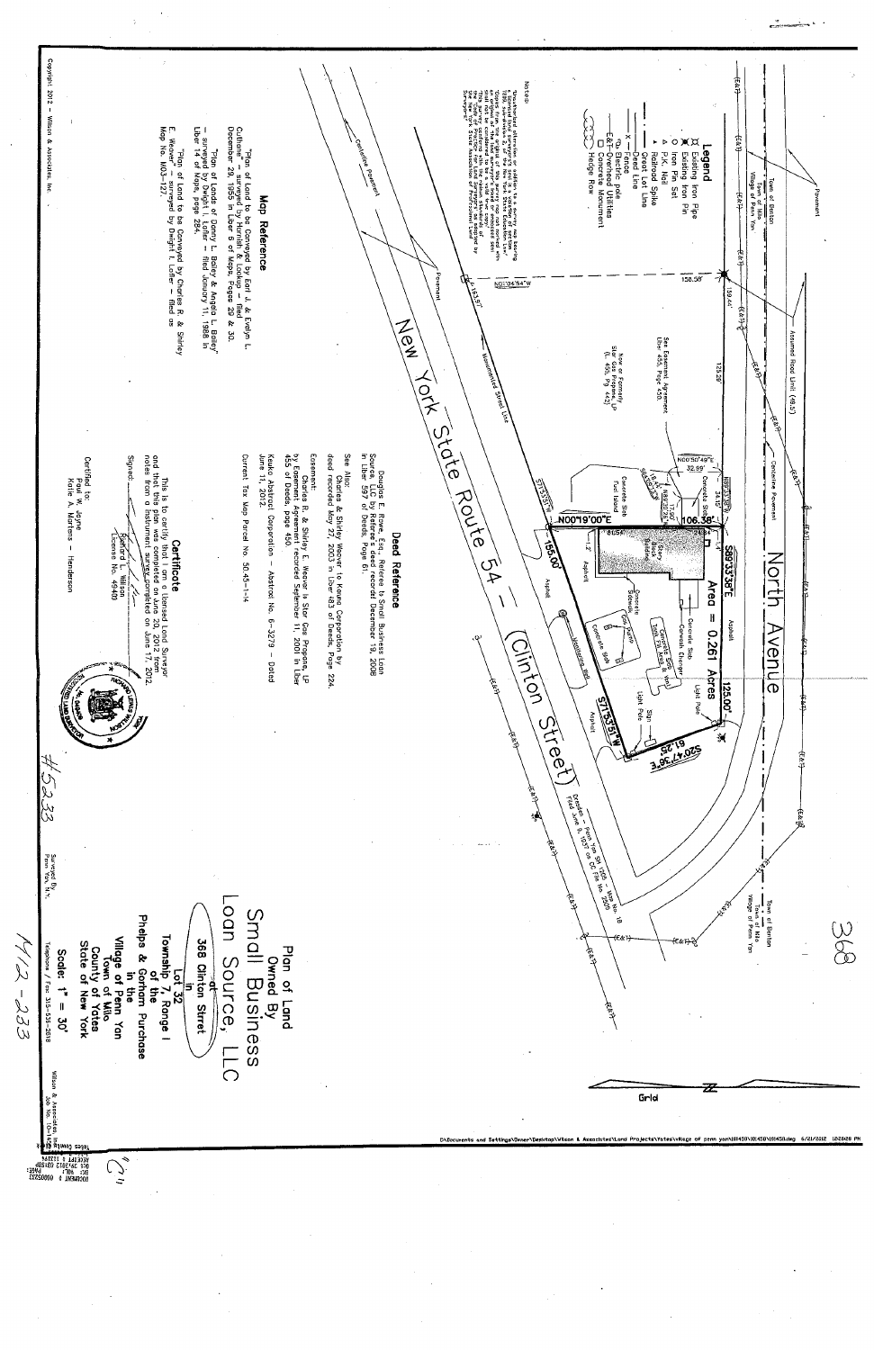368

# Plan of Land
## Owned By
## Small Business Loan Source, LLC

at

368 Clinton Street

in

Lot 32

Township 7, Range I

of the

Phelps & Gorham Purchase

in the

Village of Penn Yan

Town of Milo

County of Yates

State of New York

Scale: 1" = 30'

Wilson & Associates, Inc.

Job No. 10-1...

Surveyed By:

Penn Yan, N.Y.

Telephone / Fax 315-536-2818

## Legend

- Existing Iron Pipe
- Existing Iron Pin
- Iron Pin Set
- P.K. Nail
- Railroad Spike
- Great Lot Line
- Deed Line
- Fence
- Electric pole
- E&T Overhead Utilities
- Concrete Monument
- Hedge Row

## Notes:

"Unauthorized alteration or addition to a survey map bearing a licensed land surveyor's seal is a violation of section 7209, sub-division 2, of the New York State Education Law." "Copies from the original of this survey map not marked with an original of the land surveyor's inked seal or his embossed seal shall not be considered to be a valid true copy." "Certifications indicated hereon signify that this survey was prepared in accordance with the existing Code of Practice for Land Surveys adopted by the New York State Association of Professional Land Surveyors."

## Deed Reference

Douglas E. Rowe, Esq., Referee to Small Business Loan Source, LLC by Referee's deed recorded December 19, 2008 in Liber 597 of Deeds, Page 61.

See Also:

Charles & Shirley Weaver to Keuka Corporation by deed recorded May 27, 2003 in Liber 483 of Deeds, Page 224.

Easement:

Charles R. & Shirley E. Weaver to Star Gas Propane, LP by Easement Agreement recorded September 11, 2001 in Liber 455 of Deeds, page 450.

Keuka Abstract Corporation – Abstract No. 6-3279 – Dated June 11, 2012.

Current Tax Map Parcel No. 50.45-1-14

## Map Reference

"Plan of Land to be Conveyed by Earl J. & Evelyn L. Culhane" – surveyed by Hurnish & Ludlum – filed December 29, 1955 in Liber 6 of Maps, Page 29 & 30.

"Plan of Lands of Danny L. Bailey & Angela L. Bailey" – surveyed by Dwight I. Loffler – filed January 11, 1988 in Liber 14 of Maps, page 284.

"Plan of Land to be Conveyed by Charles R. & Shirley E. Weaver" – surveyed by Dwight I. Loffler – filed as Map No. M03-127.

## Certificate

This is to certify that I am a licensed Land Surveyor and that this plan was completed on June 20, 2012 from notes from a instrument survey completed on June 17, 2012.

Signed: Richard L. Wilson
License No. 49469

Certified to:
Paul W. Jayne
Katie A. Martens – Henderson

North Avenue

New York State Route 54 – (Clinton Street)

Area = 0.261 Acres

N00°19'00"E 155.00'

S89°33'38"E 106.38'

125.00'

S20°47'36"E 61.25'

S71°33'51"W

N00°50'49"E 32.99'

N01°04'54"W

158.58'

159.44'

125.26'

163.97'

Now or Formerly Star Gas Propane, LP (L. 455, Pg 442)

See Easement Agreement Liber 455, Page 450

Assumed Road Limit (49.5')

Centerline Pavement

Monumented Street Line

Town of Benton / Town of Milo / Village of Penn Yan

Dresden – Penn Yan SH 5128 – Map No. 18 Filed June 9, 1937 as CC File No. 2949

Grid

Copyright 2012 – Wilson & Associates, Inc.

#15233

M12-233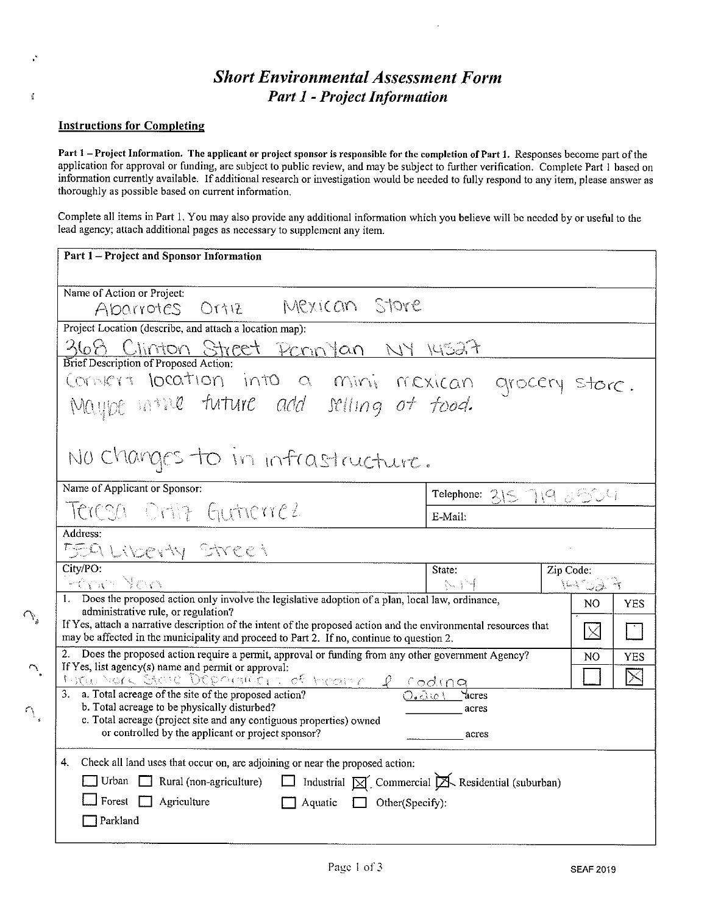# *Short Environmental Assessment Form*
## *Part 1 - Project Information*

**Instructions for Completing**

**Part 1 – Project Information. The applicant or project sponsor is responsible for the completion of Part 1.** Responses become part of the application for approval or funding, are subject to public review, and may be subject to further verification. Complete Part 1 based on information currently available. If additional research or investigation would be needed to fully respond to any item, please answer as thoroughly as possible based on current information.

Complete all items in Part 1. You may also provide any additional information which you believe will be needed by or useful to the lead agency; attach additional pages as necessary to supplement any item.

| **Part 1 – Project and Sponsor Information** | | | | |
|---|---|---|---|---|
| Name of Action or Project: Abarrotes Ortiz Mexican Store | | | | |
| Project Location (describe, and attach a location map): 368 Clinton Street Penn Yan NY 14527 | | | | |
| Brief Description of Proposed Action: Convert location into a mini mexican grocery store. Maybe in the future add selling of food. No changes to in infrastructure. | | | | |
| Name of Applicant or Sponsor: Teresa Ortiz Gutierrez | Telephone: 315 719 8504 | | | |
| | E-Mail: | | | |
| Address: 559 Liberty Street | | | | |
| City/PO: Penn Yan | State: NY | Zip Code: 14527 | | |
| 1. Does the proposed action only involve the legislative adoption of a plan, local law, ordinance, administrative rule, or regulation? If Yes, attach a narrative description of the intent of the proposed action and the environmental resources that may be affected in the municipality and proceed to Part 2. If no, continue to question 2. | | | NO ☒ | YES ☐ |
| 2. Does the proposed action require a permit, approval or funding from any other government Agency? If Yes, list agency(s) name and permit or approval: New York State Department of Health & Coding | | | NO ☐ | YES ☒ |
| 3. a. Total acreage of the site of the proposed action? 0.261 acres<br>b. Total acreage to be physically disturbed? ______ acres<br>c. Total acreage (project site and any contiguous properties) owned or controlled by the applicant or project sponsor? ______ acres | | | | |
| 4. Check all land uses that occur on, are adjoining or near the proposed action:<br>☐ Urban ☐ Rural (non-agriculture) ☐ Industrial ☒ Commercial ☒ Residential (suburban)<br>☐ Forest ☐ Agriculture ☐ Aquatic ☐ Other(Specify):<br>☐ Parkland | | | | |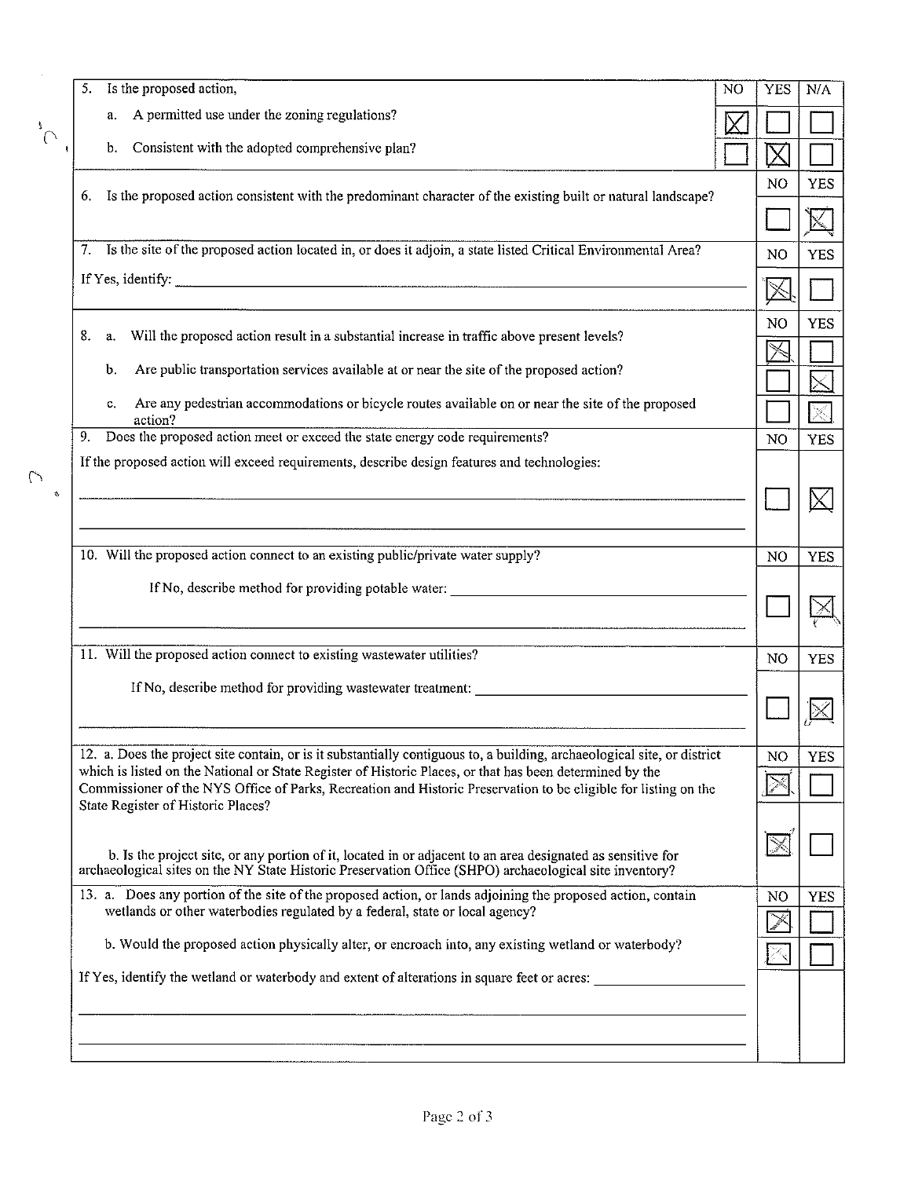| 5. Is the proposed action, | NO | YES | N/A |
|---|---|---|---|
| a. A permitted use under the zoning regulations? | ☒ | ☐ | ☐ |
| b. Consistent with the adopted comprehensive plan? | ☐ | ☒ | ☐ |

| | NO | YES |
|---|---|---|
| 6. Is the proposed action consistent with the predominant character of the existing built or natural landscape? | ☐ | ☒ |
| 7. Is the site of the proposed action located in, or does it adjoin, a state listed Critical Environmental Area? If Yes, identify: ______ | ☒ | ☐ |
| 8. a. Will the proposed action result in a substantial increase in traffic above present levels? | ☒ | ☐ |
| b. Are public transportation services available at or near the site of the proposed action? | ☐ | ☒ |
| c. Are any pedestrian accommodations or bicycle routes available on or near the site of the proposed action? | ☐ | ☒ |
| 9. Does the proposed action meet or exceed the state energy code requirements? If the proposed action will exceed requirements, describe design features and technologies: ______ | ☐ | ☒ |
| 10. Will the proposed action connect to an existing public/private water supply? If No, describe method for providing potable water: ______ | ☐ | ☒ |
| 11. Will the proposed action connect to existing wastewater utilities? If No, describe method for providing wastewater treatment: ______ | ☐ | ☒ |
| 12. a. Does the project site contain, or is it substantially contiguous to, a building, archaeological site, or district which is listed on the National or State Register of Historic Places, or that has been determined by the Commissioner of the NYS Office of Parks, Recreation and Historic Preservation to be eligible for listing on the State Register of Historic Places? | ☒ | ☐ |
| b. Is the project site, or any portion of it, located in or adjacent to an area designated as sensitive for archaeological sites on the NY State Historic Preservation Office (SHPO) archaeological site inventory? | ☒ | ☐ |
| 13. a. Does any portion of the site of the proposed action, or lands adjoining the proposed action, contain wetlands or other waterbodies regulated by a federal, state or local agency? | ☒ | ☐ |
| b. Would the proposed action physically alter, or encroach into, any existing wetland or waterbody? | ☒ | ☐ |
| If Yes, identify the wetland or waterbody and extent of alterations in square feet or acres: ______ | | |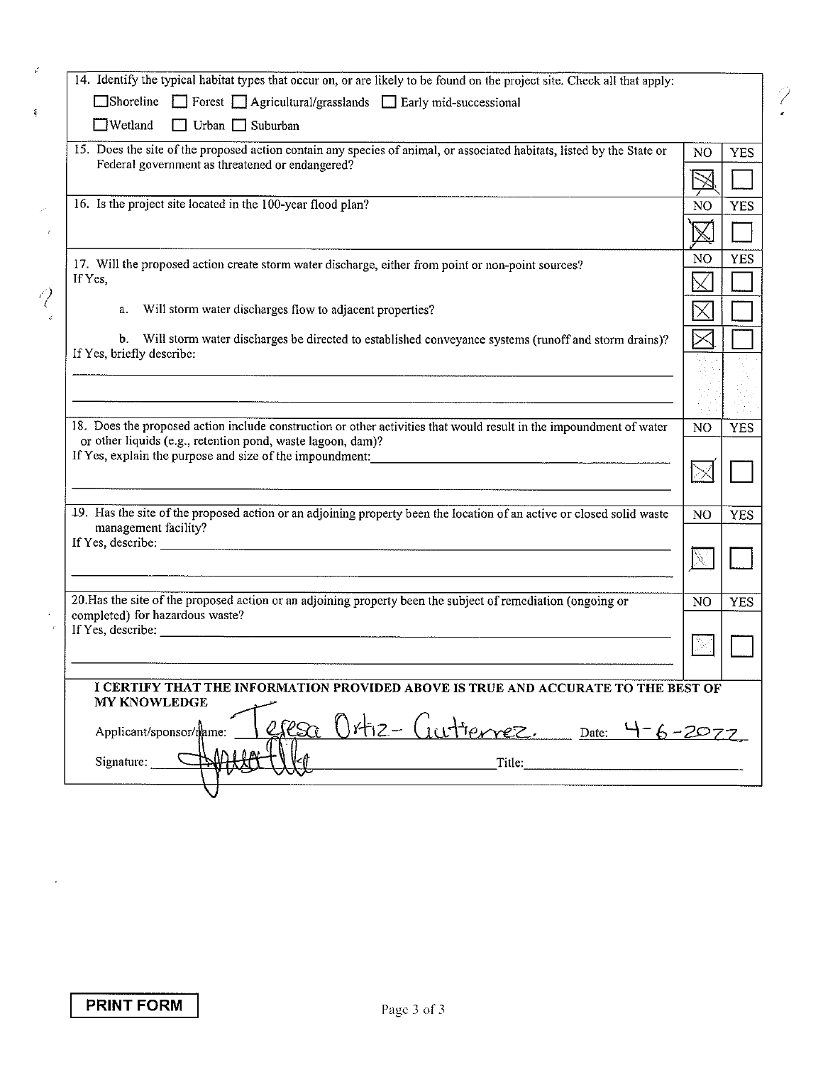| | NO | YES |
|---|---|---|
| 14. Identify the typical habitat types that occur on, or are likely to be found on the project site. Check all that apply:<br>☐ Shoreline ☐ Forest ☐ Agricultural/grasslands ☐ Early mid-successional<br>☐ Wetland ☐ Urban ☐ Suburban | | |
| 15. Does the site of the proposed action contain any species of animal, or associated habitats, listed by the State or Federal government as threatened or endangered? | ☒ | ☐ |
| 16. Is the project site located in the 100-year flood plan? | ☒ | ☐ |
| 17. Will the proposed action create storm water discharge, either from point or non-point sources?<br>If Yes, | ☒ | ☐ |
| a. Will storm water discharges flow to adjacent properties? | ☒ | ☐ |
| b. Will storm water discharges be directed to established conveyance systems (runoff and storm drains)?<br>If Yes, briefly describe: | ☒ | ☐ |
| 18. Does the proposed action include construction or other activities that would result in the impoundment of water or other liquids (e.g., retention pond, waste lagoon, dam)?<br>If Yes, explain the purpose and size of the impoundment: | ☒ | ☐ |
| 19. Has the site of the proposed action or an adjoining property been the location of an active or closed solid waste management facility?<br>If Yes, describe: | ☒ | ☐ |
| 20. Has the site of the proposed action or an adjoining property been the subject of remediation (ongoing or completed) for hazardous waste?<br>If Yes, describe: | ☒ | ☐ |

**I CERTIFY THAT THE INFORMATION PROVIDED ABOVE IS TRUE AND ACCURATE TO THE BEST OF MY KNOWLEDGE**

Applicant/sponsor/name: Teresa Ortiz-Gutierrez. Date: 4-6-2022

Signature: [signature] Title: ______

PRINT FORM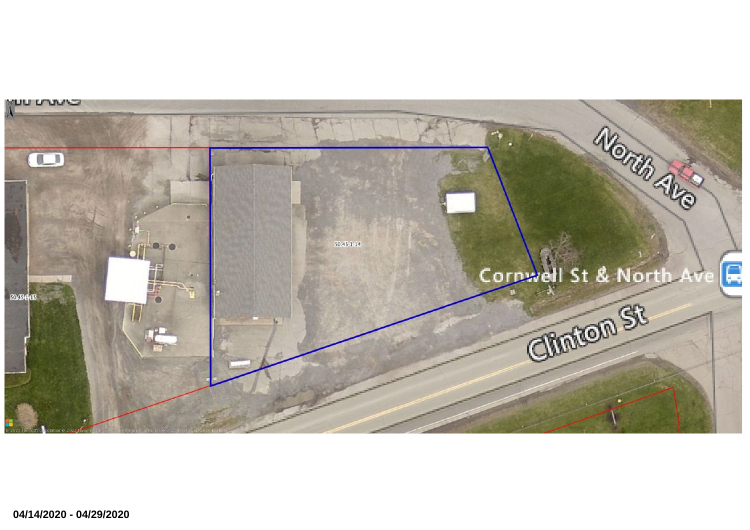North Ave

50.45-1-14

50.45-1-15

Cornwell St & North Ave

Clinton St

04/14/2020 - 04/29/2020